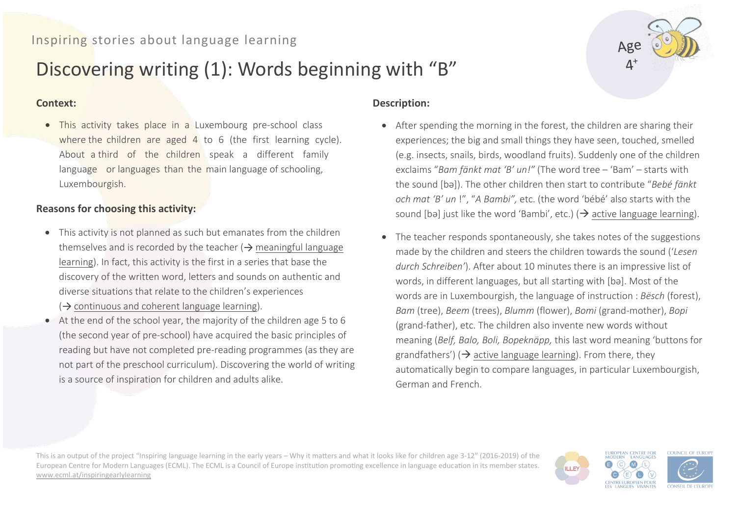Inspiring stories about language learning

# Discovering writing (1): Words beginning with "B"

Age 4+

### Context:

- This activity takes place in a Luxembourg pre-school class where the children are aged 4 to 6 (the first learning cycle). About a third of the children speak a different family language or languages than the main language of schooling, Luxembourgish.

### Reasons for choosing this activity:

- This activity is not planned as such but emanates from the children themselves and is recorded by the teacher (→ meaningful language learning). In fact, this activity is the first in a series that base the discovery of the written word, letters and sounds on authentic and diverse situations that relate to the children's experiences (→ continuous and coherent language learning).
- At the end of the school year, the majority of the children age 5 to 6 (the second year of pre-school) have acquired the basic principles of reading but have not completed pre-reading programmes (as they are not part of the preschool curriculum). Discovering the world of writing is a source of inspiration for children and adults alike.

### Description:

- After spending the morning in the forest, the children are sharing their experiences; the big and small things they have seen, touched, smelled (e.g. insects, snails, birds, woodland fruits). Suddenly one of the children exclaims "*Bam fänkt mat 'B' un!"* (The word tree – 'Bam' – starts with the sound [bə]). The other children then start to contribute "*Bebé fänkt och mat 'B' un* !", "*A Bambi",* etc. (the word 'bébé' also starts with the sound [bə] just like the word 'Bambi', etc.) (→ active language learning).
- The teacher responds spontaneously, she takes notes of the suggestions made by the children and steers the children towards the sound (*'Lesen durch Schreiben'*). After about 10 minutes there is an impressive list of words, in different languages, but all starting with [bə]. Most of the words are in Luxembourgish, the language of instruction : *Bësch* (forest), *Bam* (tree), *Beem* (trees), *Blumm* (flower), *Bomi* (grand-mother), *Bopi* (grand-father), etc. The children also invente new words without meaning (*Belf, Balo, Boli, Bopeknäpp,* this last word meaning 'buttons for grandfathers') (→ active language learning). From there, they automatically begin to compare languages, in particular Luxembourgish, German and French.

This is an output of the project "Inspiring language learning in the early years – Why it matters and what it looks like for children age 3-12" (2016-2019) of the European Centre for Modern Languages (ECML). The ECML is a Council of Europe institution promoting excellence in language education in its member states. www.ecml.at/inspiringearlylearning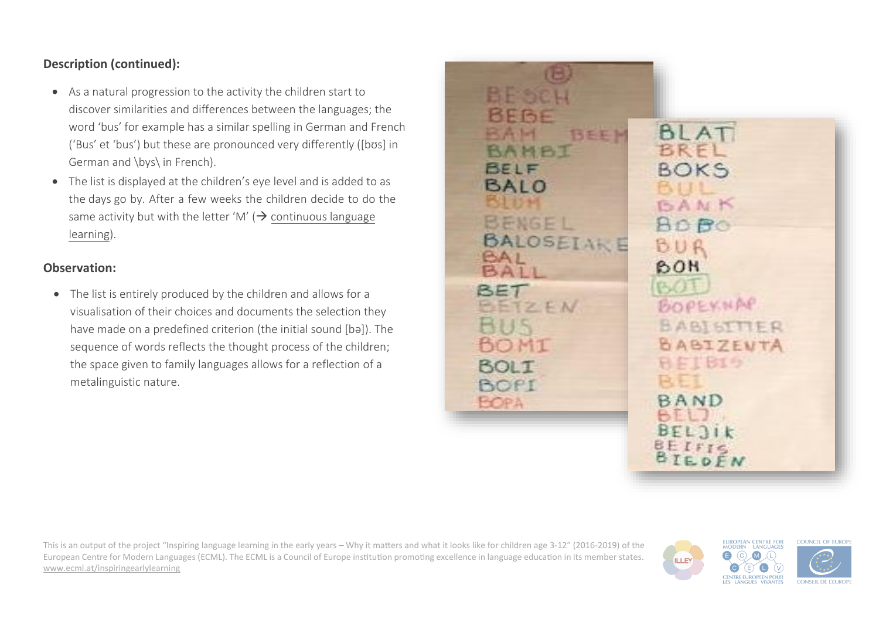**Description (continued):**

- As a natural progression to the activity the children start to discover similarities and differences between the languages; the word 'bus' for example has a similar spelling in German and French ('Bus' et 'bus') but these are pronounced very differently ([bʊs] in German and \bys\ in French).
- The list is displayed at the children's eye level and is added to as the days go by. After a few weeks the children decide to do the same activity but with the letter 'M' (→ continuous language learning).

**Observation:**

- The list is entirely produced by the children and allows for a visualisation of their choices and documents the selection they have made on a predefined criterion (the initial sound [bə]). The sequence of words reflects the thought process of the children; the space given to family languages allows for a reflection of a metalinguistic nature.

This is an output of the project "Inspiring language learning in the early years – Why it matters and what it looks like for children age 3-12" (2016-2019) of the European Centre for Modern Languages (ECML). The ECML is a Council of Europe institution promoting excellence in language education in its member states. www.ecml.at/inspiringearlylearning